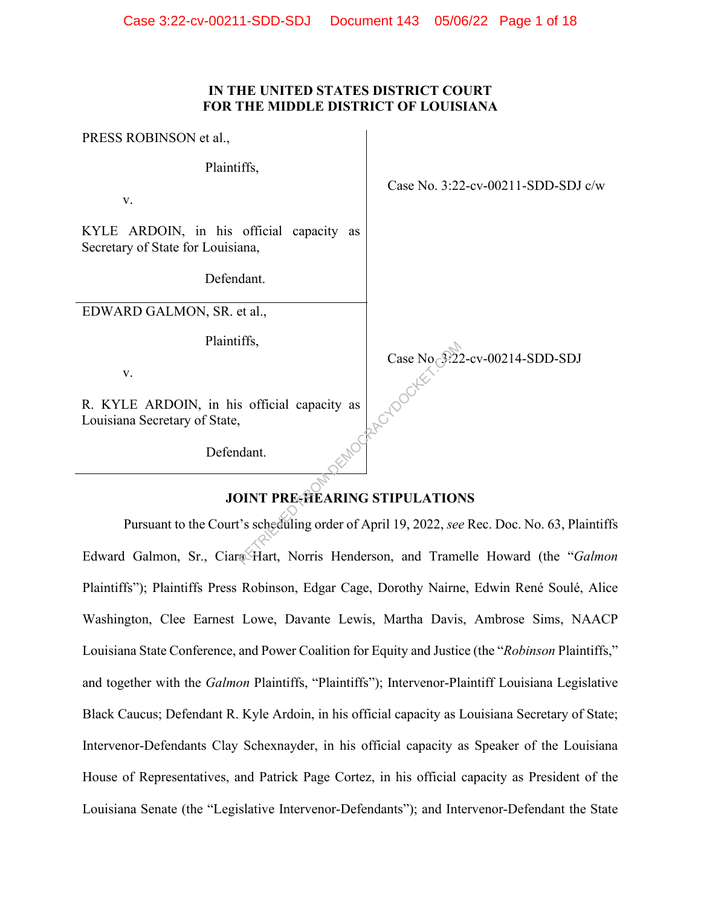**IN THE UNITED STATES DISTRICT COURT**
**FOR THE MIDDLE DISTRICT OF LOUISIANA**

| | |
|---|---|
| PRESS ROBINSON et al.,<br><br>Plaintiffs,<br><br>v.<br><br>KYLE ARDOIN, in his official capacity as Secretary of State for Louisiana,<br><br>Defendant. | Case No. 3:22-cv-00211-SDD-SDJ c/w |
| EDWARD GALMON, SR. et al.,<br><br>Plaintiffs,<br><br>v.<br><br>R. KYLE ARDOIN, in his official capacity as Louisiana Secretary of State,<br><br>Defendant. | Case No. 3:22-cv-00214-SDD-SDJ |

**JOINT PRE-HEARING STIPULATIONS**

Pursuant to the Court's scheduling order of April 19, 2022, *see* Rec. Doc. No. 63, Plaintiffs Edward Galmon, Sr., Ciara Hart, Norris Henderson, and Tramelle Howard (the "*Galmon* Plaintiffs"); Plaintiffs Press Robinson, Edgar Cage, Dorothy Nairne, Edwin René Soulé, Alice Washington, Clee Earnest Lowe, Davante Lewis, Martha Davis, Ambrose Sims, NAACP Louisiana State Conference, and Power Coalition for Equity and Justice (the "*Robinson* Plaintiffs," and together with the *Galmon* Plaintiffs, "Plaintiffs"); Intervenor-Plaintiff Louisiana Legislative Black Caucus; Defendant R. Kyle Ardoin, in his official capacity as Louisiana Secretary of State; Intervenor-Defendants Clay Schexnayder, in his official capacity as Speaker of the Louisiana House of Representatives, and Patrick Page Cortez, in his official capacity as President of the Louisiana Senate (the "Legislative Intervenor-Defendants"); and Intervenor-Defendant the State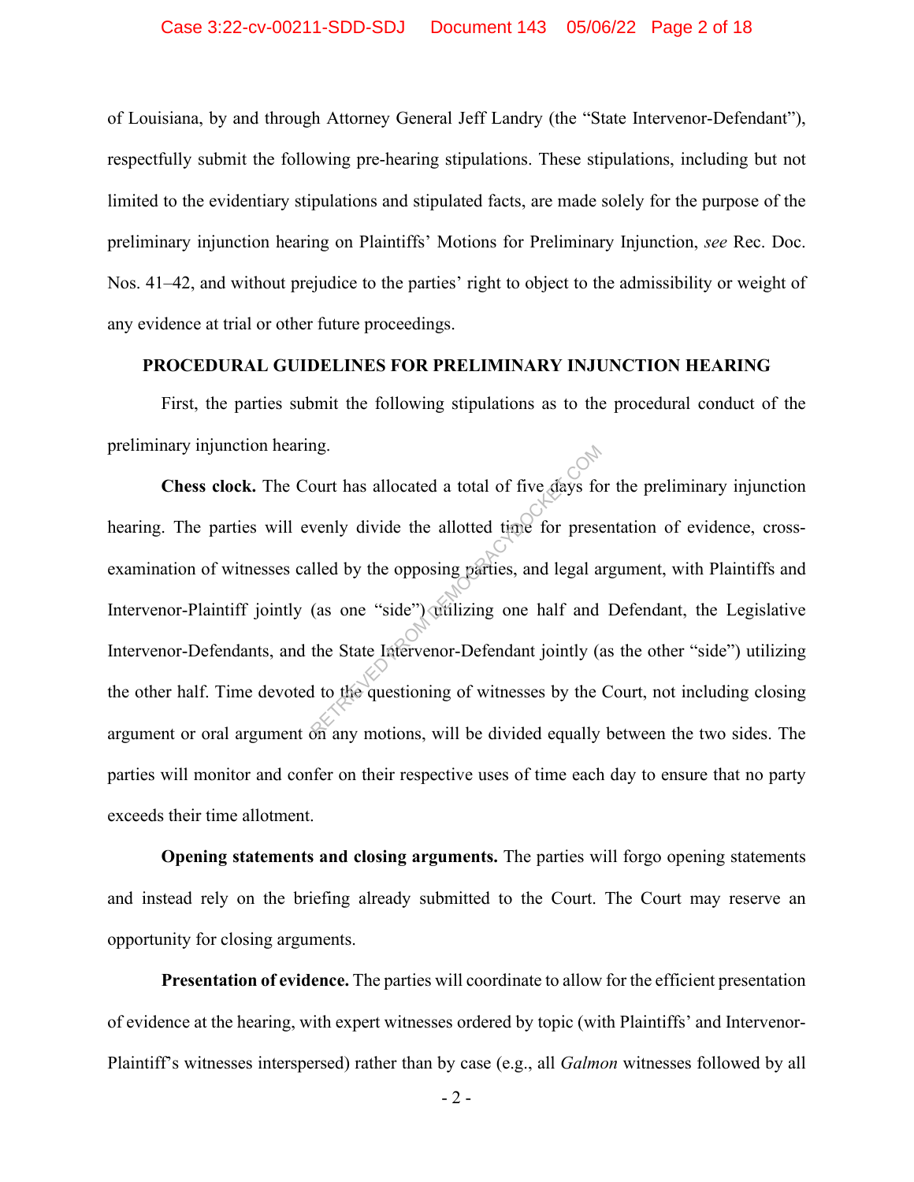of Louisiana, by and through Attorney General Jeff Landry (the "State Intervenor-Defendant"), respectfully submit the following pre-hearing stipulations. These stipulations, including but not limited to the evidentiary stipulations and stipulated facts, are made solely for the purpose of the preliminary injunction hearing on Plaintiffs' Motions for Preliminary Injunction, *see* Rec. Doc. Nos. 41–42, and without prejudice to the parties' right to object to the admissibility or weight of any evidence at trial or other future proceedings.

## PROCEDURAL GUIDELINES FOR PRELIMINARY INJUNCTION HEARING

First, the parties submit the following stipulations as to the procedural conduct of the preliminary injunction hearing.

**Chess clock.** The Court has allocated a total of five days for the preliminary injunction hearing. The parties will evenly divide the allotted time for presentation of evidence, cross-examination of witnesses called by the opposing parties, and legal argument, with Plaintiffs and Intervenor-Plaintiff jointly (as one "side") utilizing one half and Defendant, the Legislative Intervenor-Defendants, and the State Intervenor-Defendant jointly (as the other "side") utilizing the other half. Time devoted to the questioning of witnesses by the Court, not including closing argument or oral argument on any motions, will be divided equally between the two sides. The parties will monitor and confer on their respective uses of time each day to ensure that no party exceeds their time allotment.

**Opening statements and closing arguments.** The parties will forgo opening statements and instead rely on the briefing already submitted to the Court. The Court may reserve an opportunity for closing arguments.

**Presentation of evidence.** The parties will coordinate to allow for the efficient presentation of evidence at the hearing, with expert witnesses ordered by topic (with Plaintiffs' and Intervenor-Plaintiff's witnesses interspersed) rather than by case (e.g., all *Galmon* witnesses followed by all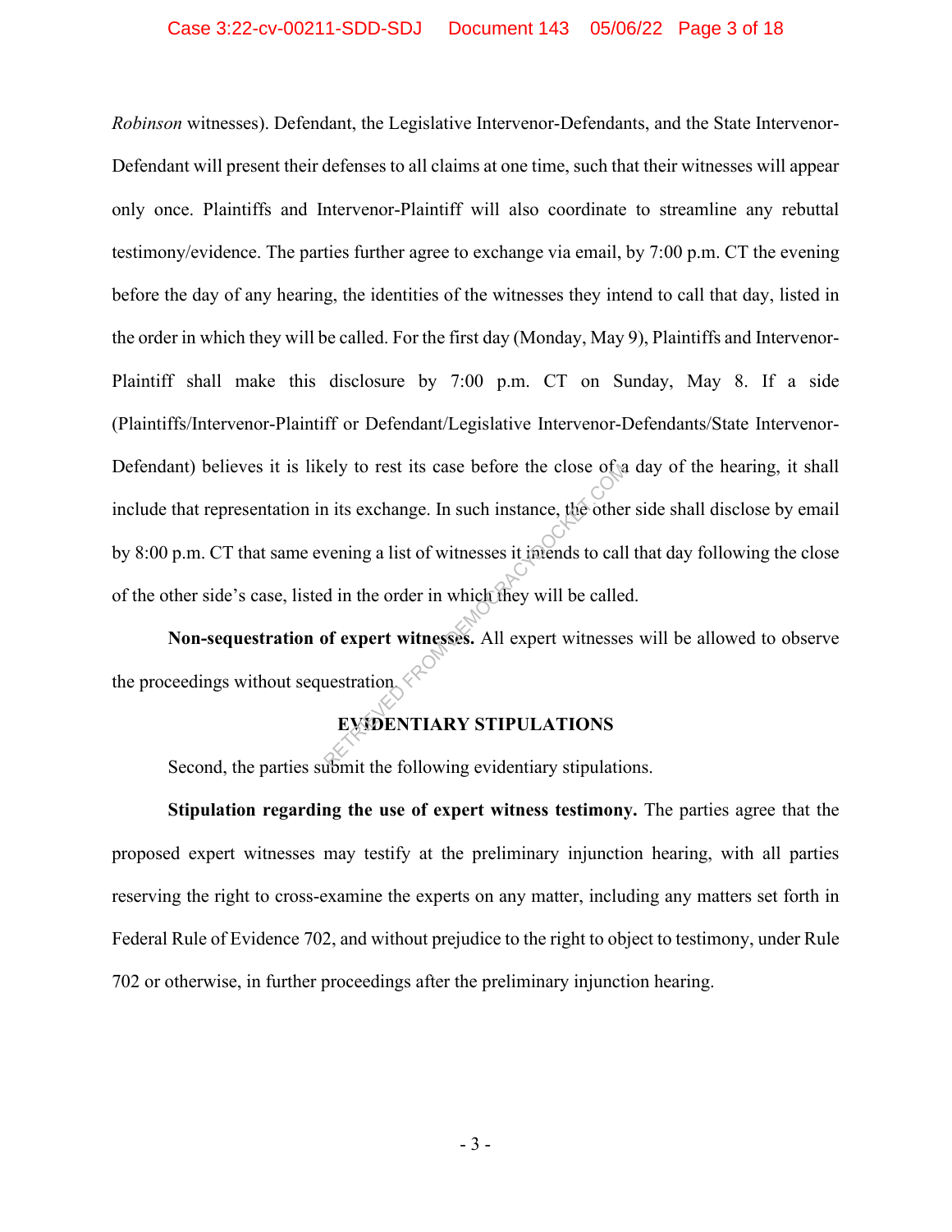*Robinson* witnesses). Defendant, the Legislative Intervenor-Defendants, and the State Intervenor-Defendant will present their defenses to all claims at one time, such that their witnesses will appear only once. Plaintiffs and Intervenor-Plaintiff will also coordinate to streamline any rebuttal testimony/evidence. The parties further agree to exchange via email, by 7:00 p.m. CT the evening before the day of any hearing, the identities of the witnesses they intend to call that day, listed in the order in which they will be called. For the first day (Monday, May 9), Plaintiffs and Intervenor-Plaintiff shall make this disclosure by 7:00 p.m. CT on Sunday, May 8. If a side (Plaintiffs/Intervenor-Plaintiff or Defendant/Legislative Intervenor-Defendants/State Intervenor-Defendant) believes it is likely to rest its case before the close of a day of the hearing, it shall include that representation in its exchange. In such instance, the other side shall disclose by email by 8:00 p.m. CT that same evening a list of witnesses it intends to call that day following the close of the other side's case, listed in the order in which they will be called.

**Non-sequestration of expert witnesses.** All expert witnesses will be allowed to observe the proceedings without sequestration.

## EVIDENTIARY STIPULATIONS

Second, the parties submit the following evidentiary stipulations.

**Stipulation regarding the use of expert witness testimony.** The parties agree that the proposed expert witnesses may testify at the preliminary injunction hearing, with all parties reserving the right to cross-examine the experts on any matter, including any matters set forth in Federal Rule of Evidence 702, and without prejudice to the right to object to testimony, under Rule 702 or otherwise, in further proceedings after the preliminary injunction hearing.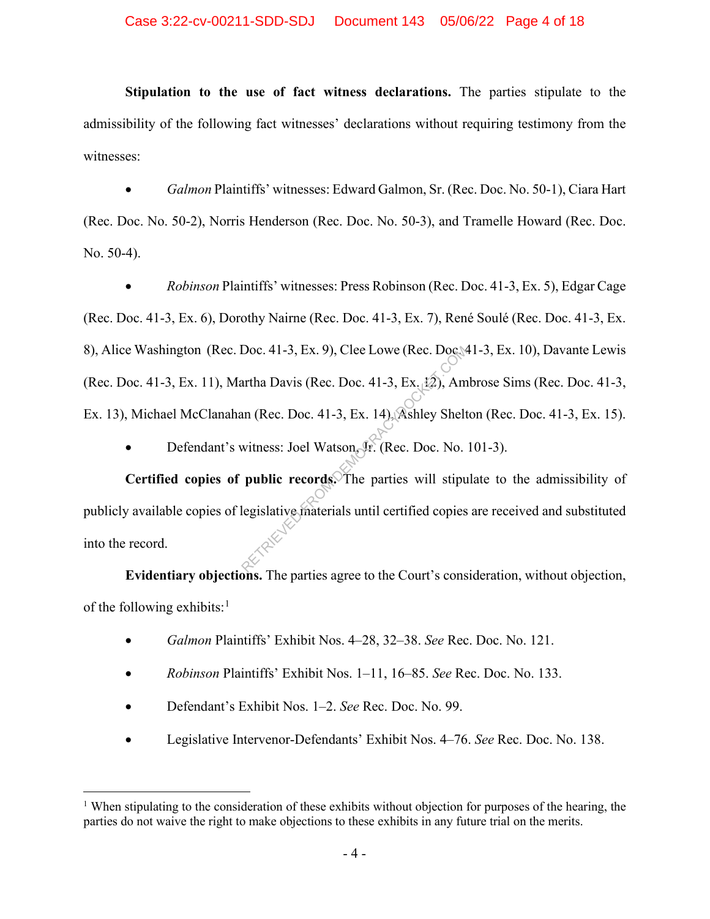**Stipulation to the use of fact witness declarations.** The parties stipulate to the admissibility of the following fact witnesses' declarations without requiring testimony from the witnesses:

- *Galmon* Plaintiffs' witnesses: Edward Galmon, Sr. (Rec. Doc. No. 50-1), Ciara Hart (Rec. Doc. No. 50-2), Norris Henderson (Rec. Doc. No. 50-3), and Tramelle Howard (Rec. Doc. No. 50-4).

- *Robinson* Plaintiffs' witnesses: Press Robinson (Rec. Doc. 41-3, Ex. 5), Edgar Cage (Rec. Doc. 41-3, Ex. 6), Dorothy Nairne (Rec. Doc. 41-3, Ex. 7), René Soulé (Rec. Doc. 41-3, Ex. 8), Alice Washington (Rec. Doc. 41-3, Ex. 9), Clee Lowe (Rec. Doc. 41-3, Ex. 10), Davante Lewis (Rec. Doc. 41-3, Ex. 11), Martha Davis (Rec. Doc. 41-3, Ex. 12), Ambrose Sims (Rec. Doc. 41-3, Ex. 13), Michael McClanahan (Rec. Doc. 41-3, Ex. 14), Ashley Shelton (Rec. Doc. 41-3, Ex. 15).

- Defendant's witness: Joel Watson, Jr. (Rec. Doc. No. 101-3).

**Certified copies of public records.** The parties will stipulate to the admissibility of publicly available copies of legislative materials until certified copies are received and substituted into the record.

**Evidentiary objections.** The parties agree to the Court's consideration, without objection, of the following exhibits:[1]

- *Galmon* Plaintiffs' Exhibit Nos. 4–28, 32–38. *See* Rec. Doc. No. 121.

- *Robinson* Plaintiffs' Exhibit Nos. 1–11, 16–85. *See* Rec. Doc. No. 133.

- Defendant's Exhibit Nos. 1–2. *See* Rec. Doc. No. 99.

- Legislative Intervenor-Defendants' Exhibit Nos. 4–76. *See* Rec. Doc. No. 138.

[1] When stipulating to the consideration of these exhibits without objection for purposes of the hearing, the parties do not waive the right to make objections to these exhibits in any future trial on the merits.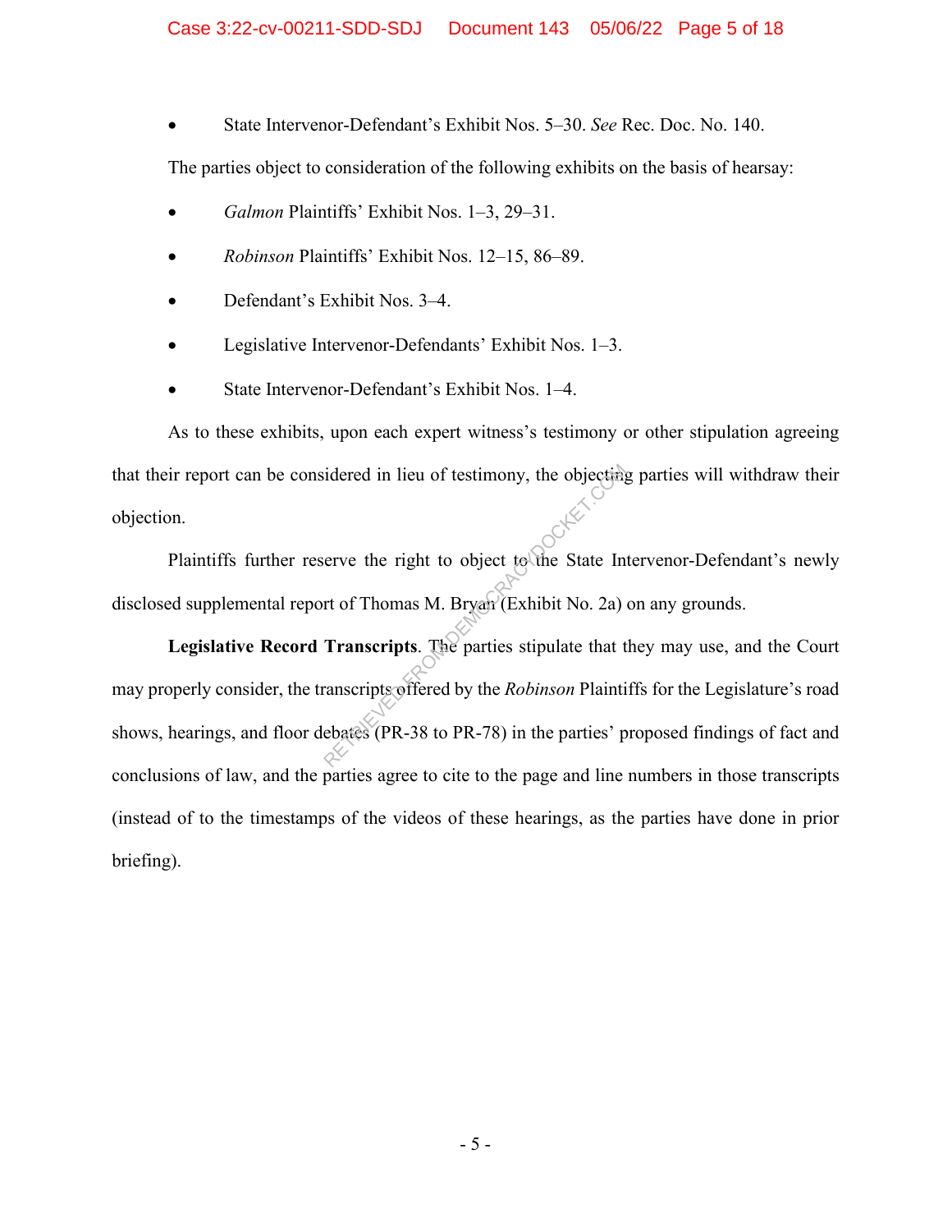- State Intervenor-Defendant's Exhibit Nos. 5–30. *See* Rec. Doc. No. 140.

The parties object to consideration of the following exhibits on the basis of hearsay:

- *Galmon* Plaintiffs' Exhibit Nos. 1–3, 29–31.
- *Robinson* Plaintiffs' Exhibit Nos. 12–15, 86–89.
- Defendant's Exhibit Nos. 3–4.
- Legislative Intervenor-Defendants' Exhibit Nos. 1–3.
- State Intervenor-Defendant's Exhibit Nos. 1–4.

As to these exhibits, upon each expert witness's testimony or other stipulation agreeing that their report can be considered in lieu of testimony, the objecting parties will withdraw their objection.

Plaintiffs further reserve the right to object to the State Intervenor-Defendant's newly disclosed supplemental report of Thomas M. Bryan (Exhibit No. 2a) on any grounds.

**Legislative Record Transcripts**. The parties stipulate that they may use, and the Court may properly consider, the transcripts offered by the *Robinson* Plaintiffs for the Legislature's road shows, hearings, and floor debates (PR-38 to PR-78) in the parties' proposed findings of fact and conclusions of law, and the parties agree to cite to the page and line numbers in those transcripts (instead of to the timestamps of the videos of these hearings, as the parties have done in prior briefing).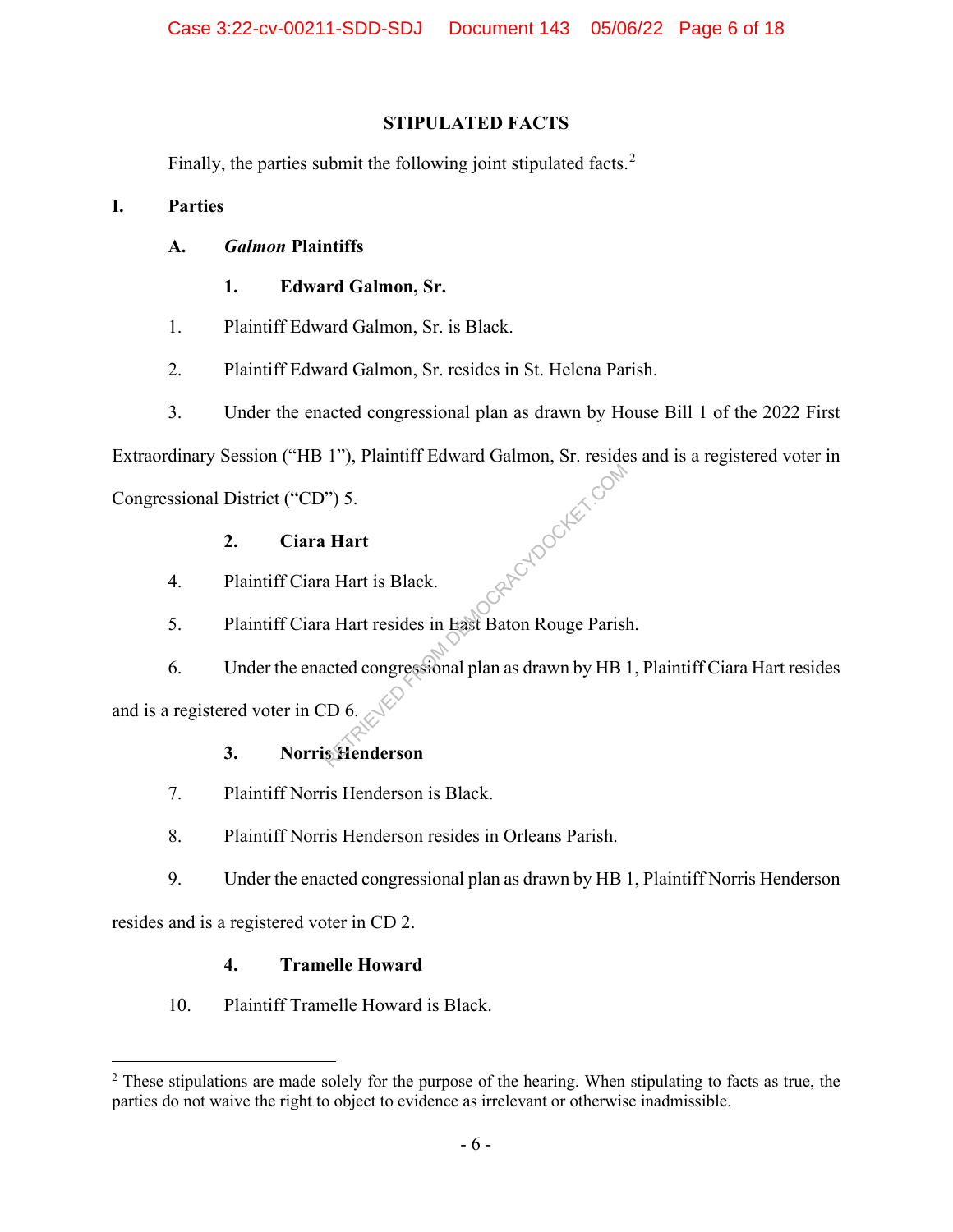## STIPULATED FACTS

Finally, the parties submit the following joint stipulated facts.[2]

### I. Parties

#### A. *Galmon* Plaintiffs

##### 1. Edward Galmon, Sr.

1. Plaintiff Edward Galmon, Sr. is Black.

2. Plaintiff Edward Galmon, Sr. resides in St. Helena Parish.

3. Under the enacted congressional plan as drawn by House Bill 1 of the 2022 First Extraordinary Session ("HB 1"), Plaintiff Edward Galmon, Sr. resides and is a registered voter in Congressional District ("CD") 5.

##### 2. Ciara Hart

4. Plaintiff Ciara Hart is Black.

5. Plaintiff Ciara Hart resides in East Baton Rouge Parish.

6. Under the enacted congressional plan as drawn by HB 1, Plaintiff Ciara Hart resides and is a registered voter in CD 6.

##### 3. Norris Henderson

7. Plaintiff Norris Henderson is Black.

8. Plaintiff Norris Henderson resides in Orleans Parish.

9. Under the enacted congressional plan as drawn by HB 1, Plaintiff Norris Henderson resides and is a registered voter in CD 2.

##### 4. Tramelle Howard

10. Plaintiff Tramelle Howard is Black.

[2] These stipulations are made solely for the purpose of the hearing. When stipulating to facts as true, the parties do not waive the right to object to evidence as irrelevant or otherwise inadmissible.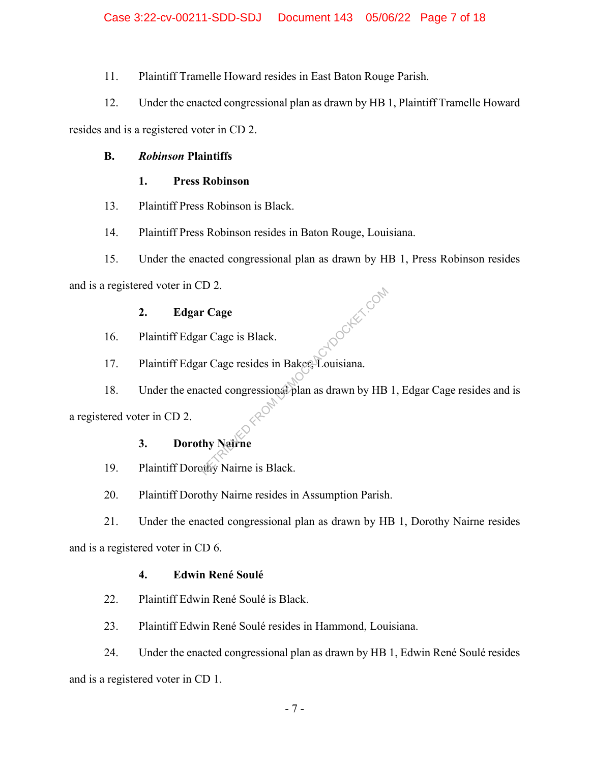11. Plaintiff Tramelle Howard resides in East Baton Rouge Parish.

12. Under the enacted congressional plan as drawn by HB 1, Plaintiff Tramelle Howard resides and is a registered voter in CD 2.

### B. *Robinson* Plaintiffs

#### 1. Press Robinson

13. Plaintiff Press Robinson is Black.

14. Plaintiff Press Robinson resides in Baton Rouge, Louisiana.

15. Under the enacted congressional plan as drawn by HB 1, Press Robinson resides and is a registered voter in CD 2.

#### 2. Edgar Cage

16. Plaintiff Edgar Cage is Black.

17. Plaintiff Edgar Cage resides in Baker, Louisiana.

18. Under the enacted congressional plan as drawn by HB 1, Edgar Cage resides and is a registered voter in CD 2.

#### 3. Dorothy Nairne

19. Plaintiff Dorothy Nairne is Black.

20. Plaintiff Dorothy Nairne resides in Assumption Parish.

21. Under the enacted congressional plan as drawn by HB 1, Dorothy Nairne resides and is a registered voter in CD 6.

#### 4. Edwin René Soulé

22. Plaintiff Edwin René Soulé is Black.

23. Plaintiff Edwin René Soulé resides in Hammond, Louisiana.

24. Under the enacted congressional plan as drawn by HB 1, Edwin René Soulé resides and is a registered voter in CD 1.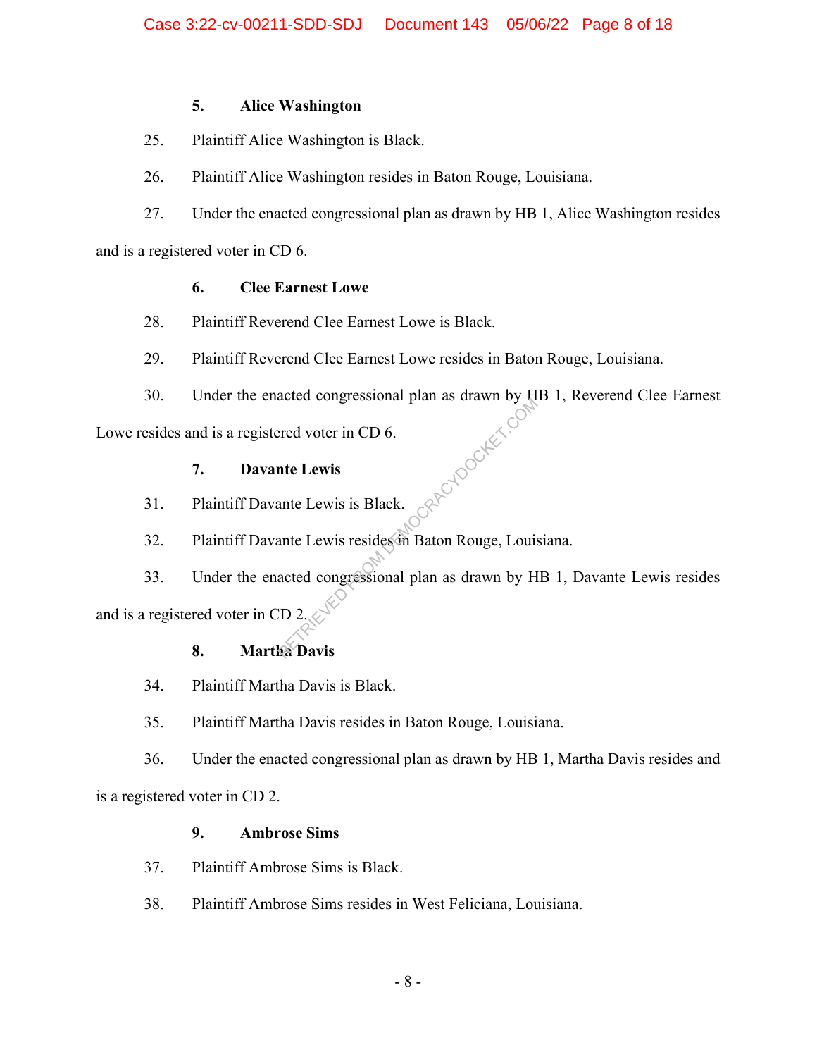### 5. Alice Washington

25. Plaintiff Alice Washington is Black.

26. Plaintiff Alice Washington resides in Baton Rouge, Louisiana.

27. Under the enacted congressional plan as drawn by HB 1, Alice Washington resides and is a registered voter in CD 6.

### 6. Clee Earnest Lowe

28. Plaintiff Reverend Clee Earnest Lowe is Black.

29. Plaintiff Reverend Clee Earnest Lowe resides in Baton Rouge, Louisiana.

30. Under the enacted congressional plan as drawn by HB 1, Reverend Clee Earnest Lowe resides and is a registered voter in CD 6.

### 7. Davante Lewis

31. Plaintiff Davante Lewis is Black.

32. Plaintiff Davante Lewis resides in Baton Rouge, Louisiana.

33. Under the enacted congressional plan as drawn by HB 1, Davante Lewis resides and is a registered voter in CD 2.

### 8. Martha Davis

34. Plaintiff Martha Davis is Black.

35. Plaintiff Martha Davis resides in Baton Rouge, Louisiana.

36. Under the enacted congressional plan as drawn by HB 1, Martha Davis resides and is a registered voter in CD 2.

### 9. Ambrose Sims

37. Plaintiff Ambrose Sims is Black.

38. Plaintiff Ambrose Sims resides in West Feliciana, Louisiana.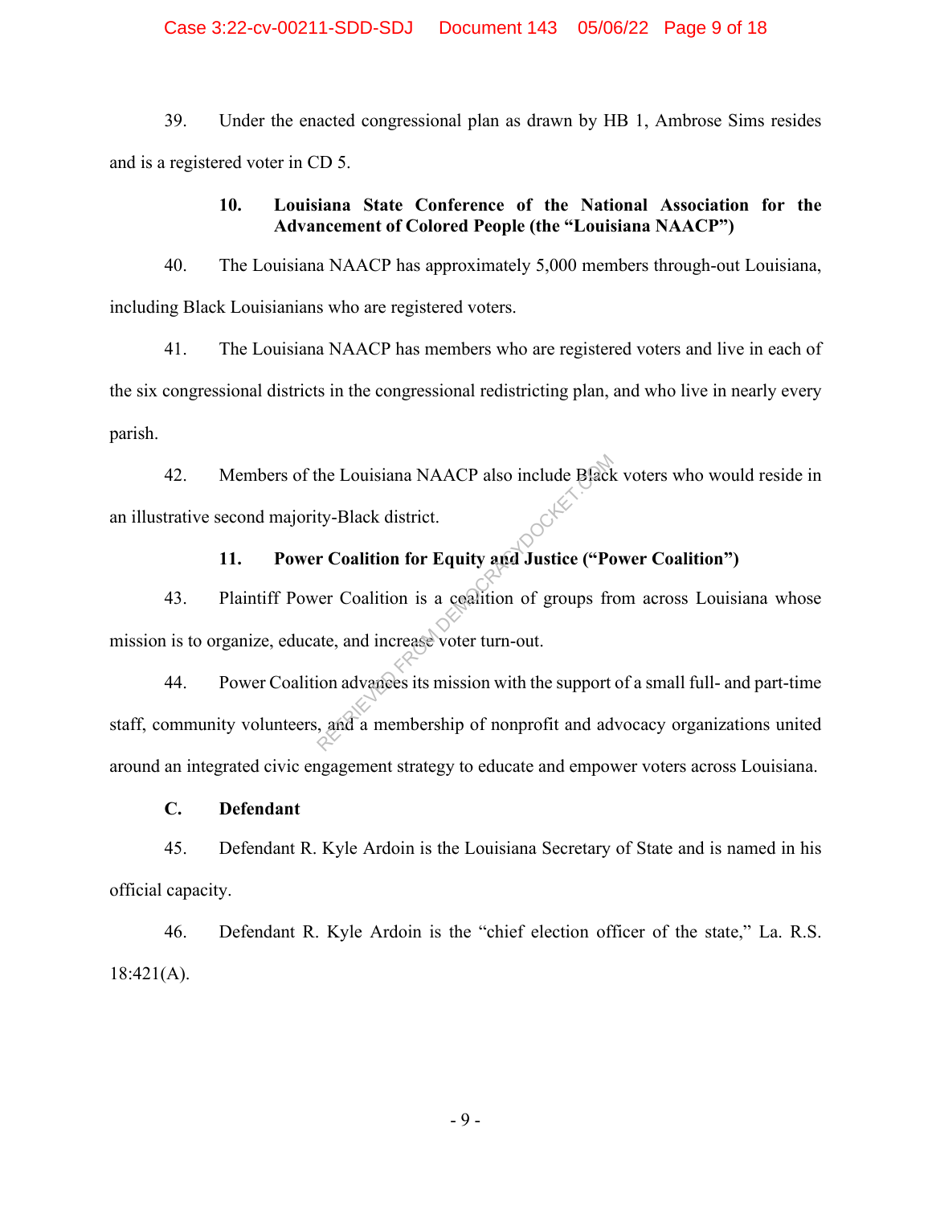39. Under the enacted congressional plan as drawn by HB 1, Ambrose Sims resides and is a registered voter in CD 5.

### 10. Louisiana State Conference of the National Association for the Advancement of Colored People (the "Louisiana NAACP")

40. The Louisiana NAACP has approximately 5,000 members through-out Louisiana, including Black Louisianians who are registered voters.

41. The Louisiana NAACP has members who are registered voters and live in each of the six congressional districts in the congressional redistricting plan, and who live in nearly every parish.

42. Members of the Louisiana NAACP also include Black voters who would reside in an illustrative second majority-Black district.

### 11. Power Coalition for Equity and Justice ("Power Coalition")

43. Plaintiff Power Coalition is a coalition of groups from across Louisiana whose mission is to organize, educate, and increase voter turn-out.

44. Power Coalition advances its mission with the support of a small full- and part-time staff, community volunteers, and a membership of nonprofit and advocacy organizations united around an integrated civic engagement strategy to educate and empower voters across Louisiana.

## C. Defendant

45. Defendant R. Kyle Ardoin is the Louisiana Secretary of State and is named in his official capacity.

46. Defendant R. Kyle Ardoin is the "chief election officer of the state," La. R.S. 18:421(A).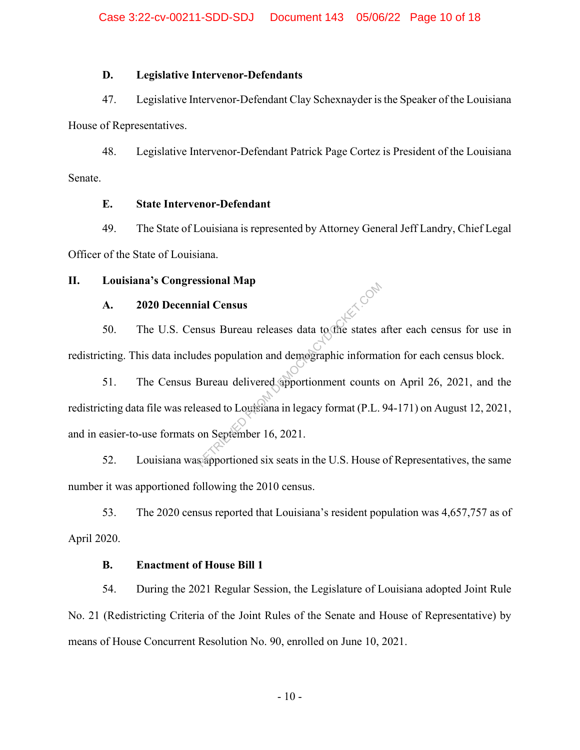### D. Legislative Intervenor-Defendants

47. Legislative Intervenor-Defendant Clay Schexnayder is the Speaker of the Louisiana House of Representatives.

48. Legislative Intervenor-Defendant Patrick Page Cortez is President of the Louisiana Senate.

### E. State Intervenor-Defendant

49. The State of Louisiana is represented by Attorney General Jeff Landry, Chief Legal Officer of the State of Louisiana.

## II. Louisiana's Congressional Map

### A. 2020 Decennial Census

50. The U.S. Census Bureau releases data to the states after each census for use in redistricting. This data includes population and demographic information for each census block.

51. The Census Bureau delivered apportionment counts on April 26, 2021, and the redistricting data file was released to Louisiana in legacy format (P.L. 94-171) on August 12, 2021, and in easier-to-use formats on September 16, 2021.

52. Louisiana was apportioned six seats in the U.S. House of Representatives, the same number it was apportioned following the 2010 census.

53. The 2020 census reported that Louisiana's resident population was 4,657,757 as of April 2020.

### B. Enactment of House Bill 1

54. During the 2021 Regular Session, the Legislature of Louisiana adopted Joint Rule No. 21 (Redistricting Criteria of the Joint Rules of the Senate and House of Representative) by means of House Concurrent Resolution No. 90, enrolled on June 10, 2021.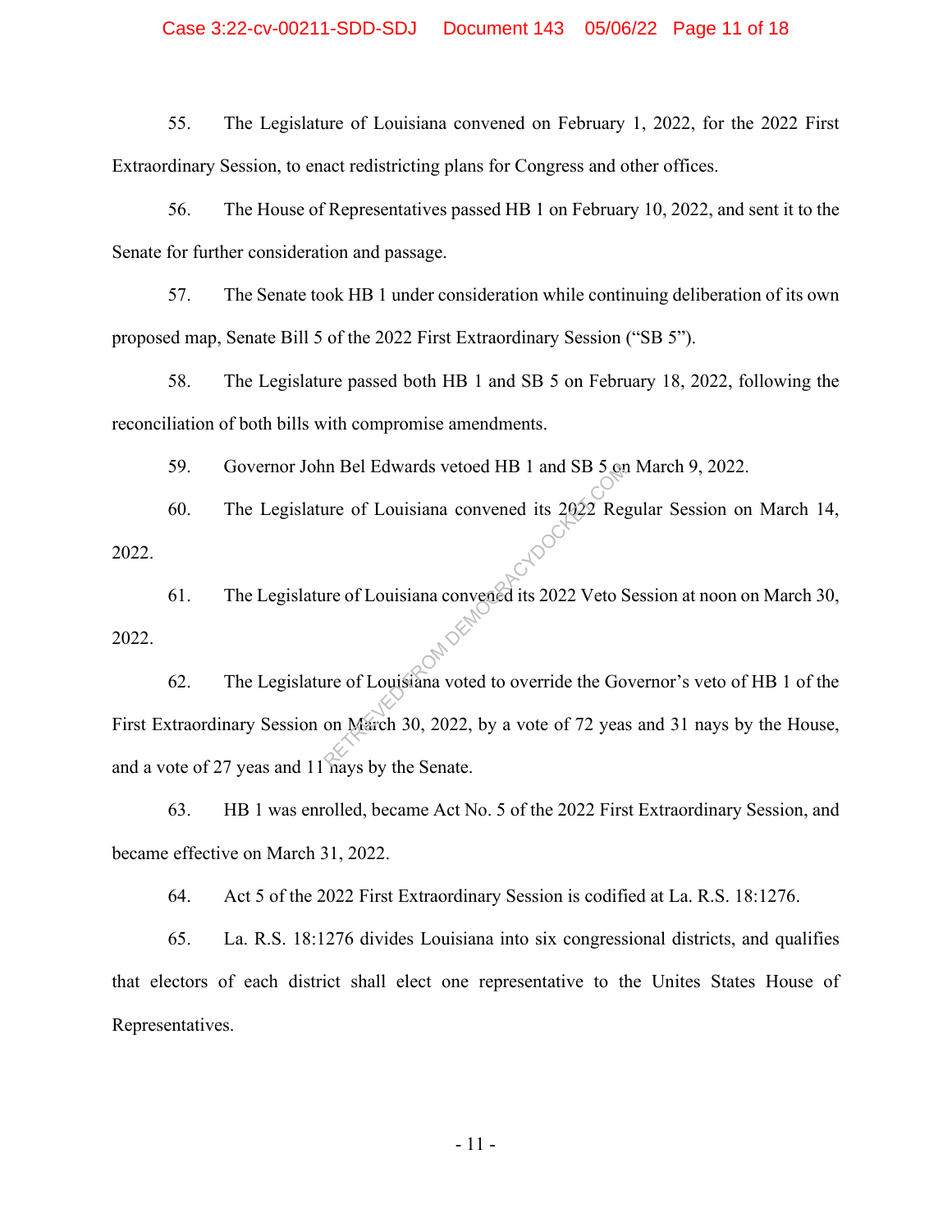55. The Legislature of Louisiana convened on February 1, 2022, for the 2022 First Extraordinary Session, to enact redistricting plans for Congress and other offices.

56. The House of Representatives passed HB 1 on February 10, 2022, and sent it to the Senate for further consideration and passage.

57. The Senate took HB 1 under consideration while continuing deliberation of its own proposed map, Senate Bill 5 of the 2022 First Extraordinary Session ("SB 5").

58. The Legislature passed both HB 1 and SB 5 on February 18, 2022, following the reconciliation of both bills with compromise amendments.

59. Governor John Bel Edwards vetoed HB 1 and SB 5 on March 9, 2022.

60. The Legislature of Louisiana convened its 2022 Regular Session on March 14, 2022.

61. The Legislature of Louisiana convened its 2022 Veto Session at noon on March 30, 2022.

62. The Legislature of Louisiana voted to override the Governor's veto of HB 1 of the First Extraordinary Session on March 30, 2022, by a vote of 72 yeas and 31 nays by the House, and a vote of 27 yeas and 11 nays by the Senate.

63. HB 1 was enrolled, became Act No. 5 of the 2022 First Extraordinary Session, and became effective on March 31, 2022.

64. Act 5 of the 2022 First Extraordinary Session is codified at La. R.S. 18:1276.

65. La. R.S. 18:1276 divides Louisiana into six congressional districts, and qualifies that electors of each district shall elect one representative to the Unites States House of Representatives.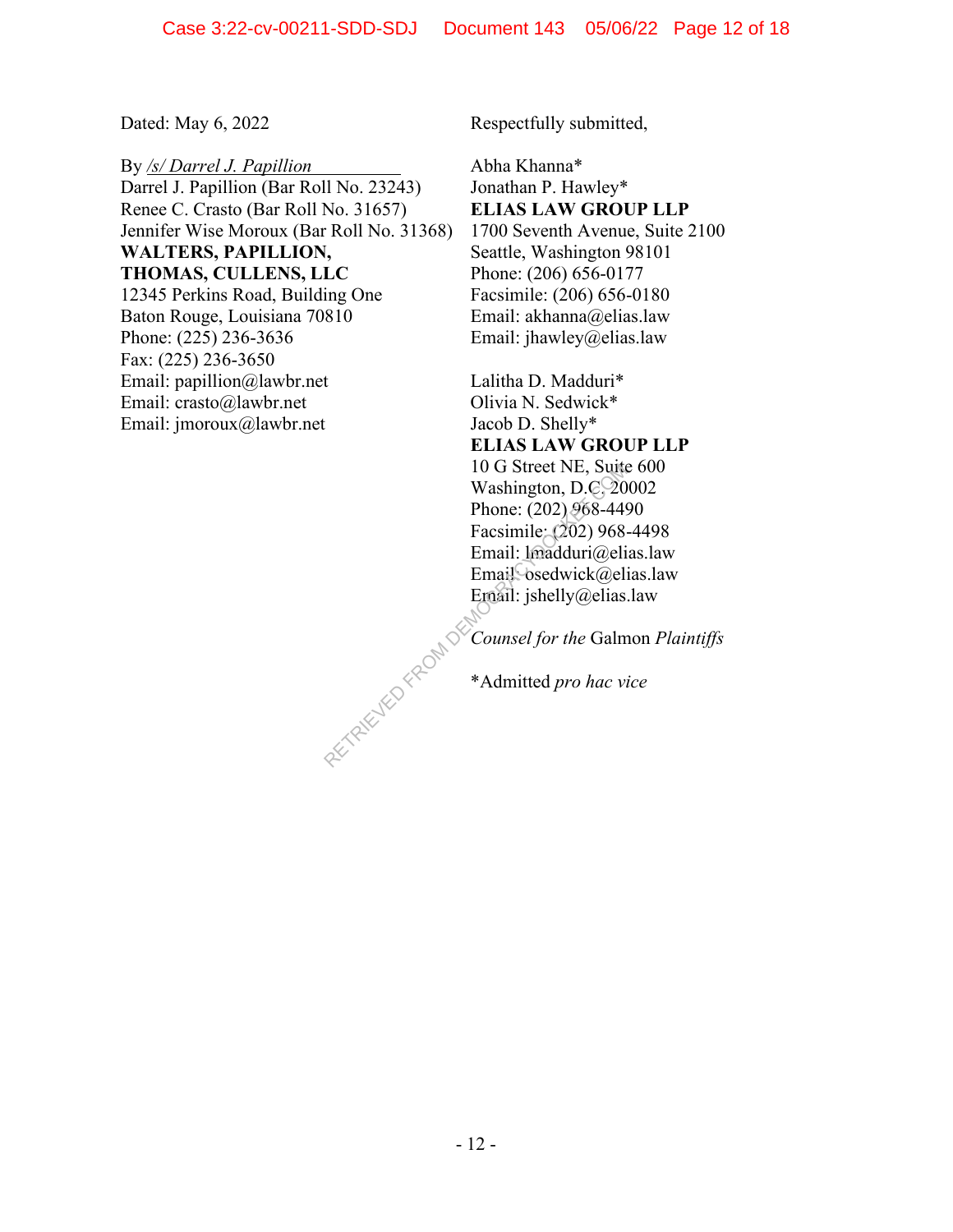Dated: May 6, 2022

Respectfully submitted,

By */s/ Darrel J. Papillion*
Darrel J. Papillion (Bar Roll No. 23243)
Renee C. Crasto (Bar Roll No. 31657)
Jennifer Wise Moroux (Bar Roll No. 31368)
**WALTERS, PAPILLION, THOMAS, CULLENS, LLC**
12345 Perkins Road, Building One
Baton Rouge, Louisiana 70810
Phone: (225) 236-3636
Fax: (225) 236-3650
Email: papillion@lawbr.net
Email: crasto@lawbr.net
Email: jmoroux@lawbr.net

Abha Khanna*
Jonathan P. Hawley*
**ELIAS LAW GROUP LLP**
1700 Seventh Avenue, Suite 2100
Seattle, Washington 98101
Phone: (206) 656-0177
Facsimile: (206) 656-0180
Email: akhanna@elias.law
Email: jhawley@elias.law

Lalitha D. Madduri*
Olivia N. Sedwick*
Jacob D. Shelly*
**ELIAS LAW GROUP LLP**
10 G Street NE, Suite 600
Washington, D.C. 20002
Phone: (202) 968-4490
Facsimile: (202) 968-4498
Email: lmadduri@elias.law
Email: osedwick@elias.law
Email: jshelly@elias.law

*Counsel for the* Galmon *Plaintiffs*

*Admitted *pro hac vice*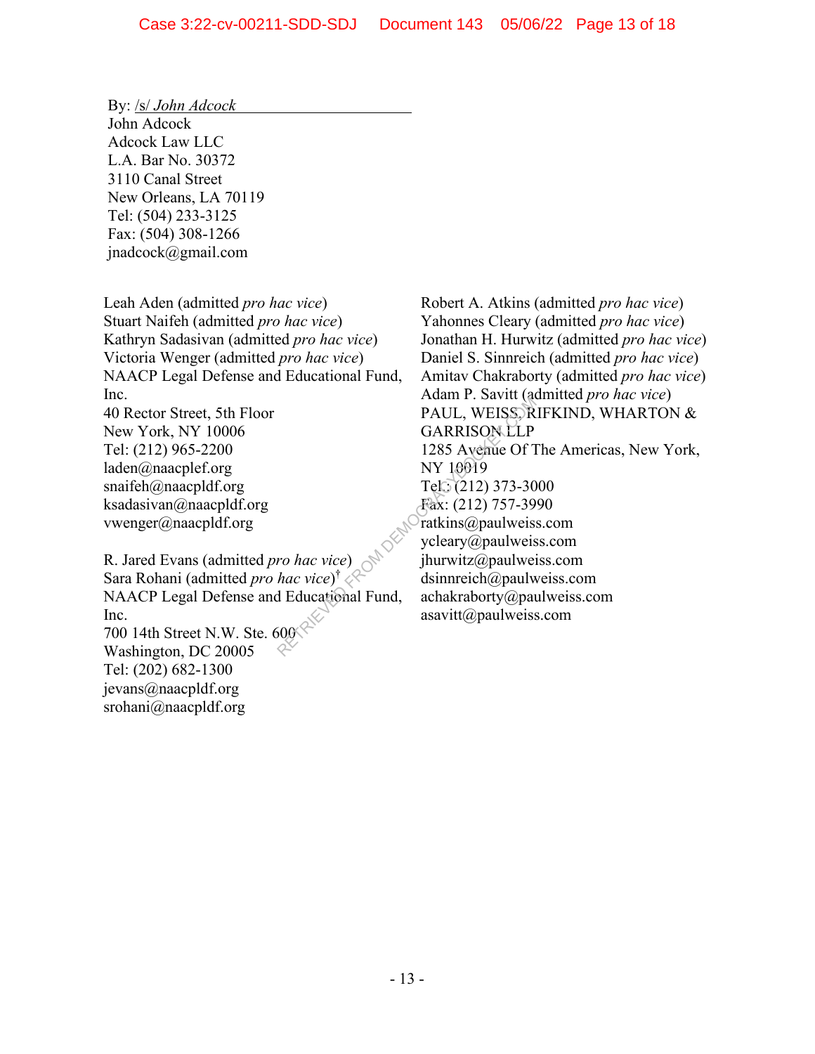By: /s/ *John Adcock*
John Adcock
Adcock Law LLC
L.A. Bar No. 30372
3110 Canal Street
New Orleans, LA 70119
Tel: (504) 233-3125
Fax: (504) 308-1266
jnadcock@gmail.com

Leah Aden (admitted *pro hac vice*)
Stuart Naifeh (admitted *pro hac vice*)
Kathryn Sadasivan (admitted *pro hac vice*)
Victoria Wenger (admitted *pro hac vice*)
NAACP Legal Defense and Educational Fund, Inc.
40 Rector Street, 5th Floor
New York, NY 10006
Tel: (212) 965-2200
laden@naacplef.org
snaifeh@naacpldf.org
ksadasivan@naacpldf.org
vwenger@naacpldf.org

R. Jared Evans (admitted *pro hac vice*)
Sara Rohani (admitted *pro hac vice*)[†]
NAACP Legal Defense and Educational Fund, Inc.
700 14th Street N.W. Ste. 600
Washington, DC 20005
Tel: (202) 682-1300
jevans@naacpldf.org
srohani@naacpldf.org

Robert A. Atkins (admitted *pro hac vice*)
Yahonnes Cleary (admitted *pro hac vice*)
Jonathan H. Hurwitz (admitted *pro hac vice*)
Daniel S. Sinnreich (admitted *pro hac vice*)
Amitav Chakraborty (admitted *pro hac vice*)
Adam P. Savitt (admitted *pro hac vice*)
PAUL, WEISS, RIFKIND, WHARTON & GARRISON LLP
1285 Avenue Of The Americas, New York, NY 10019
Tel.: (212) 373-3000
Fax: (212) 757-3990
ratkins@paulweiss.com
ycleary@paulweiss.com
jhurwitz@paulweiss.com
dsinnreich@paulweiss.com
achakraborty@paulweiss.com
asavitt@paulweiss.com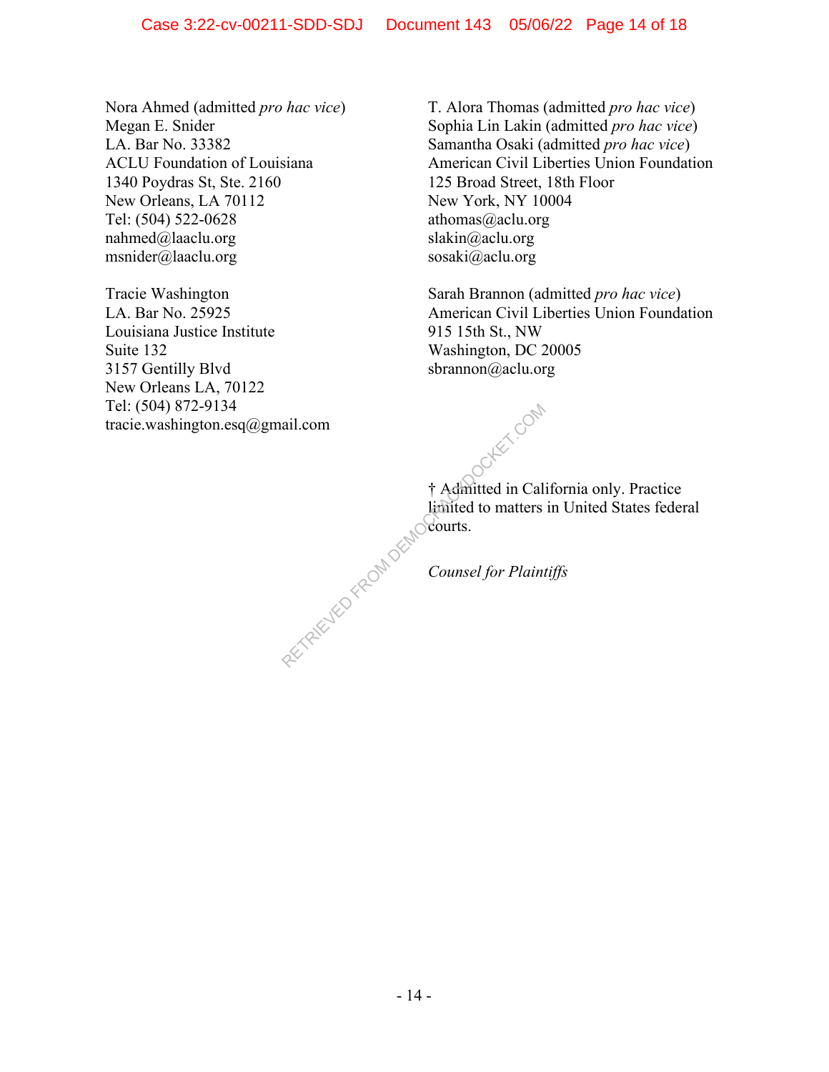Nora Ahmed (admitted *pro hac vice*)
Megan E. Snider
LA. Bar No. 33382
ACLU Foundation of Louisiana
1340 Poydras St, Ste. 2160
New Orleans, LA 70112
Tel: (504) 522-0628
nahmed@laaclu.org
msnider@laaclu.org

Tracie Washington
LA. Bar No. 25925
Louisiana Justice Institute
Suite 132
3157 Gentilly Blvd
New Orleans LA, 70122
Tel: (504) 872-9134
tracie.washington.esq@gmail.com

T. Alora Thomas (admitted *pro hac vice*)
Sophia Lin Lakin (admitted *pro hac vice*)
Samantha Osaki (admitted *pro hac vice*)
American Civil Liberties Union Foundation
125 Broad Street, 18th Floor
New York, NY 10004
athomas@aclu.org
slakin@aclu.org
sosaki@aclu.org

Sarah Brannon (admitted *pro hac vice*)
American Civil Liberties Union Foundation
915 15th St., NW
Washington, DC 20005
sbrannon@aclu.org

† Admitted in California only. Practice limited to matters in United States federal courts.

*Counsel for Plaintiffs*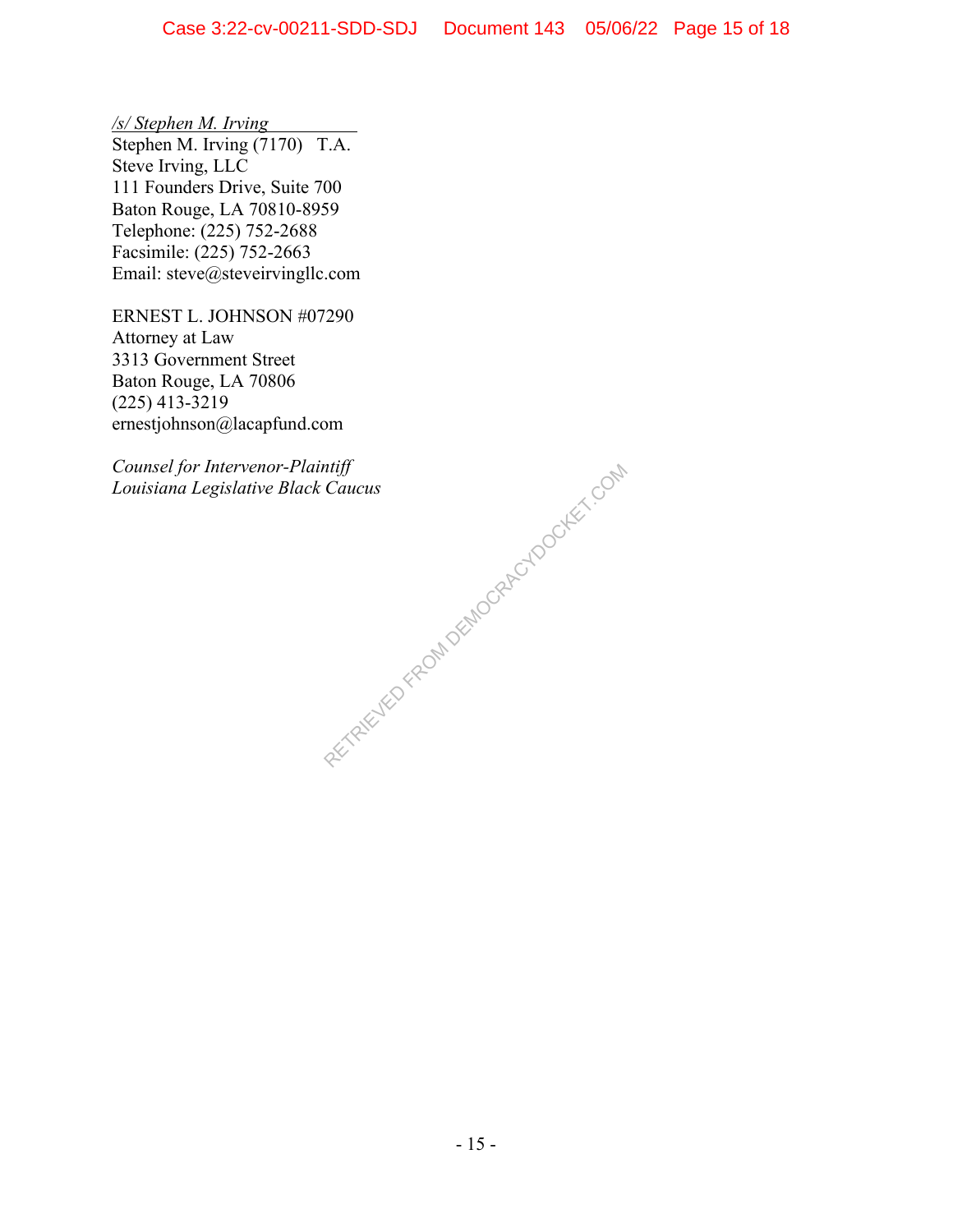*/s/ Stephen M. Irving*
Stephen M. Irving (7170) T.A.
Steve Irving, LLC
111 Founders Drive, Suite 700
Baton Rouge, LA 70810-8959
Telephone: (225) 752-2688
Facsimile: (225) 752-2663
Email: steve@steveirvingllc.com

ERNEST L. JOHNSON #07290
Attorney at Law
3313 Government Street
Baton Rouge, LA 70806
(225) 413-3219
ernestjohnson@lacapfund.com

*Counsel for Intervenor-Plaintiff*
*Louisiana Legislative Black Caucus*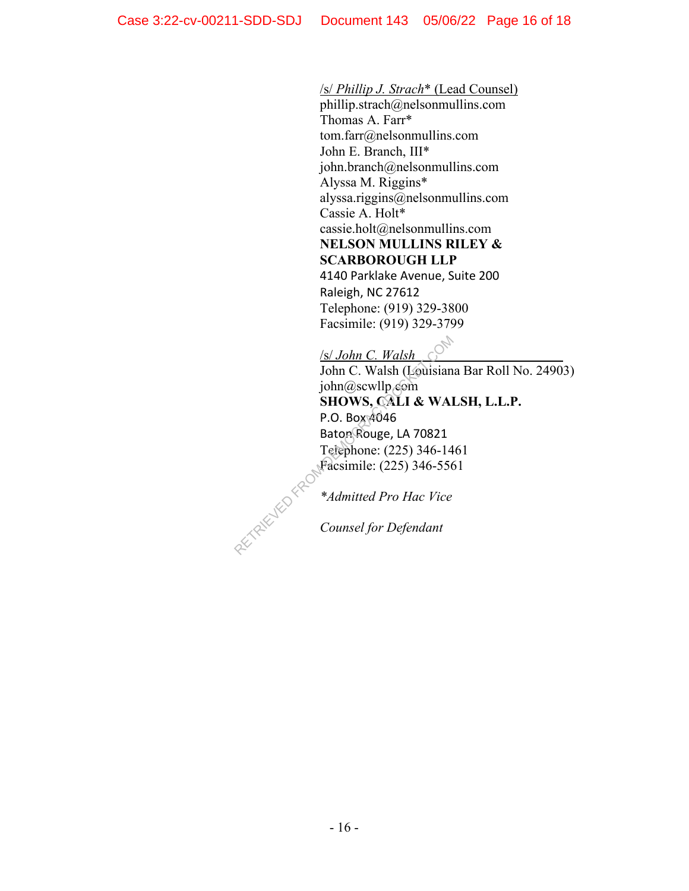/s/ *Phillip J. Strach** (Lead Counsel)
phillip.strach@nelsonmullins.com
Thomas A. Farr*
tom.farr@nelsonmullins.com
John E. Branch, III*
john.branch@nelsonmullins.com
Alyssa M. Riggins*
alyssa.riggins@nelsonmullins.com
Cassie A. Holt*
cassie.holt@nelsonmullins.com
**NELSON MULLINS RILEY & SCARBOROUGH LLP**
4140 Parklake Avenue, Suite 200
Raleigh, NC 27612
Telephone: (919) 329-3800
Facsimile: (919) 329-3799

/s/ *John C. Walsh*
John C. Walsh (Louisiana Bar Roll No. 24903)
john@scwllp.com
**SHOWS, CALI & WALSH, L.L.P.**
P.O. Box 4046
Baton Rouge, LA 70821
Telephone: (225) 346-1461
Facsimile: (225) 346-5561

**Admitted Pro Hac Vice*

*Counsel for Defendant*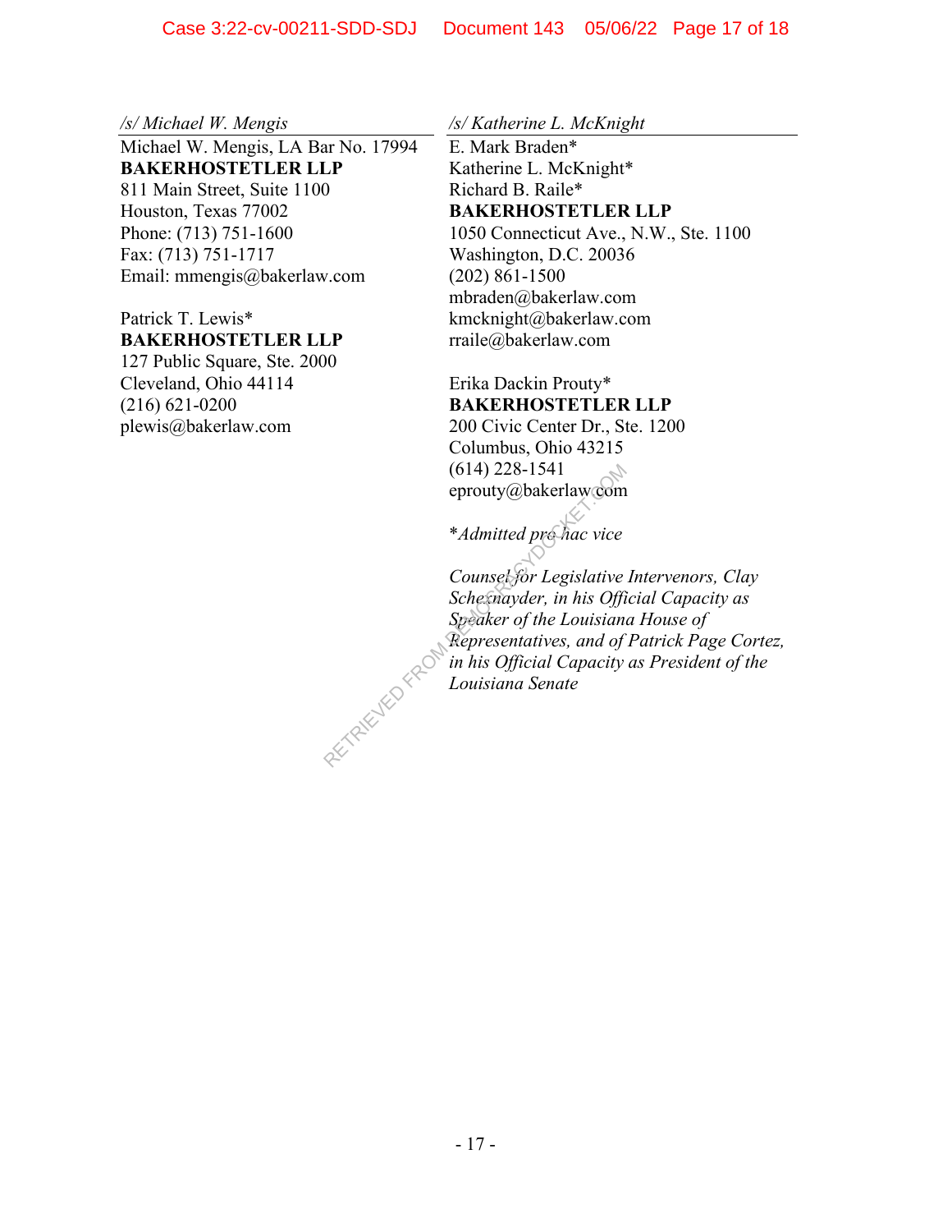*/s/ Michael W. Mengis*

Michael W. Mengis, LA Bar No. 17994
**BAKERHOSTETLER LLP**
811 Main Street, Suite 1100
Houston, Texas 77002
Phone: (713) 751-1600
Fax: (713) 751-1717
Email: mmengis@bakerlaw.com

Patrick T. Lewis*
**BAKERHOSTETLER LLP**
127 Public Square, Ste. 2000
Cleveland, Ohio 44114
(216) 621-0200
plewis@bakerlaw.com

*/s/ Katherine L. McKnight*

E. Mark Braden*
Katherine L. McKnight*
Richard B. Raile*
**BAKERHOSTETLER LLP**
1050 Connecticut Ave., N.W., Ste. 1100
Washington, D.C. 20036
(202) 861-1500
mbraden@bakerlaw.com
kmcknight@bakerlaw.com
rraile@bakerlaw.com

Erika Dackin Prouty*
**BAKERHOSTETLER LLP**
200 Civic Center Dr., Ste. 1200
Columbus, Ohio 43215
(614) 228-1541
eprouty@bakerlaw.com

**Admitted pro hac vice*

*Counsel for Legislative Intervenors, Clay Schexnayder, in his Official Capacity as Speaker of the Louisiana House of Representatives, and of Patrick Page Cortez, in his Official Capacity as President of the Louisiana Senate*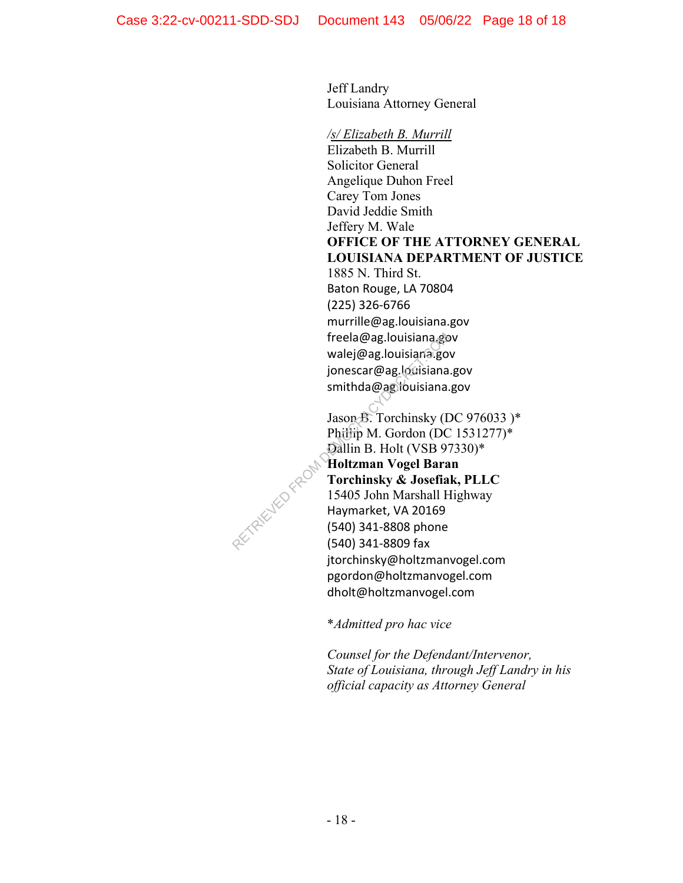Jeff Landry
Louisiana Attorney General

*/s/ Elizabeth B. Murrill*
Elizabeth B. Murrill
Solicitor General
Angelique Duhon Freel
Carey Tom Jones
David Jeddie Smith
Jeffery M. Wale
**OFFICE OF THE ATTORNEY GENERAL**
**LOUISIANA DEPARTMENT OF JUSTICE**
1885 N. Third St.
Baton Rouge, LA 70804
(225) 326-6766
murrille@ag.louisiana.gov
freela@ag.louisiana.gov
walej@ag.louisiana.gov
jonescar@ag.louisiana.gov
smithda@ag.louisiana.gov

Jason B. Torchinsky (DC 976033 )*
Phillip M. Gordon (DC 1531277)*
Dallin B. Holt (VSB 97330)*
**Holtzman Vogel Baran**
**Torchinsky & Josefiak, PLLC**
15405 John Marshall Highway
Haymarket, VA 20169
(540) 341-8808 phone
(540) 341-8809 fax
jtorchinsky@holtzmanvogel.com
pgordon@holtzmanvogel.com
dholt@holtzmanvogel.com

**Admitted pro hac vice*

*Counsel for the Defendant/Intervenor,*
*State of Louisiana, through Jeff Landry in his official capacity as Attorney General*